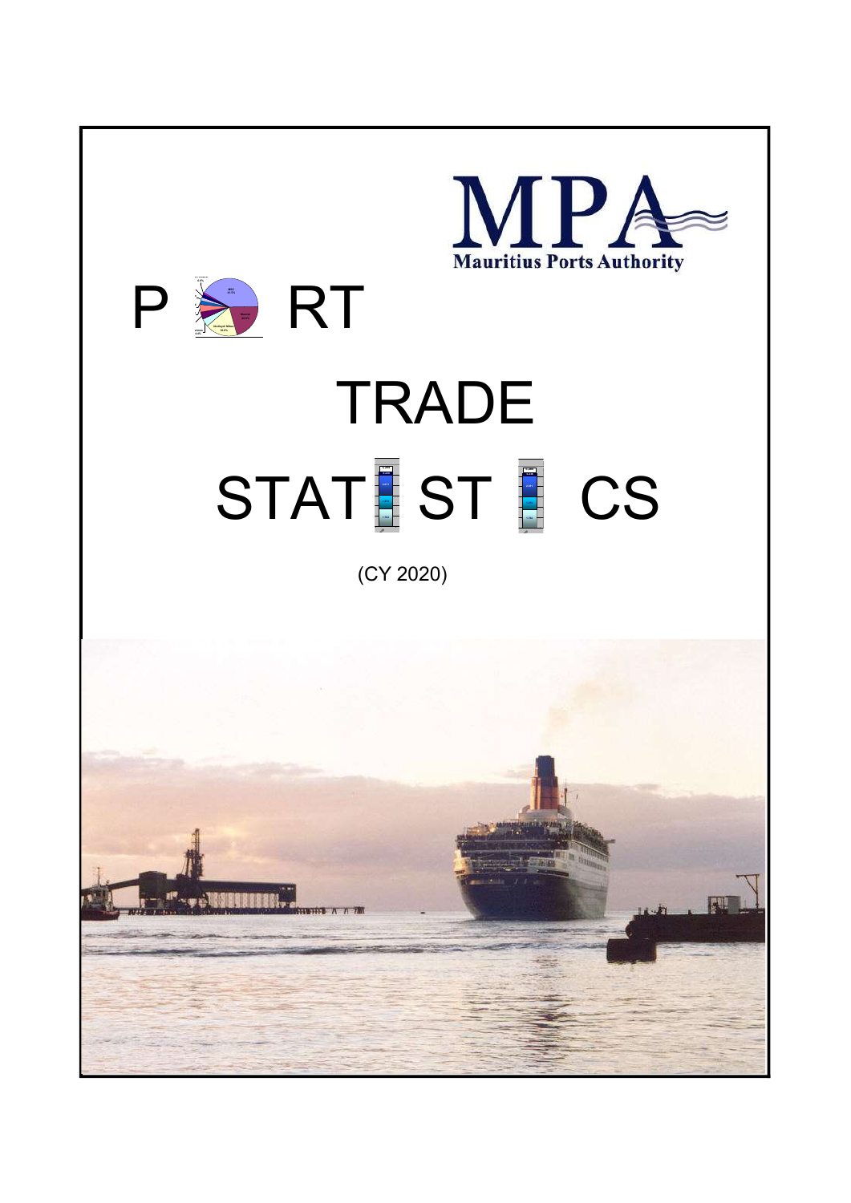MPA
Mauritius Ports Authority

# PORT TRADE STATISTICS

(CY 2020)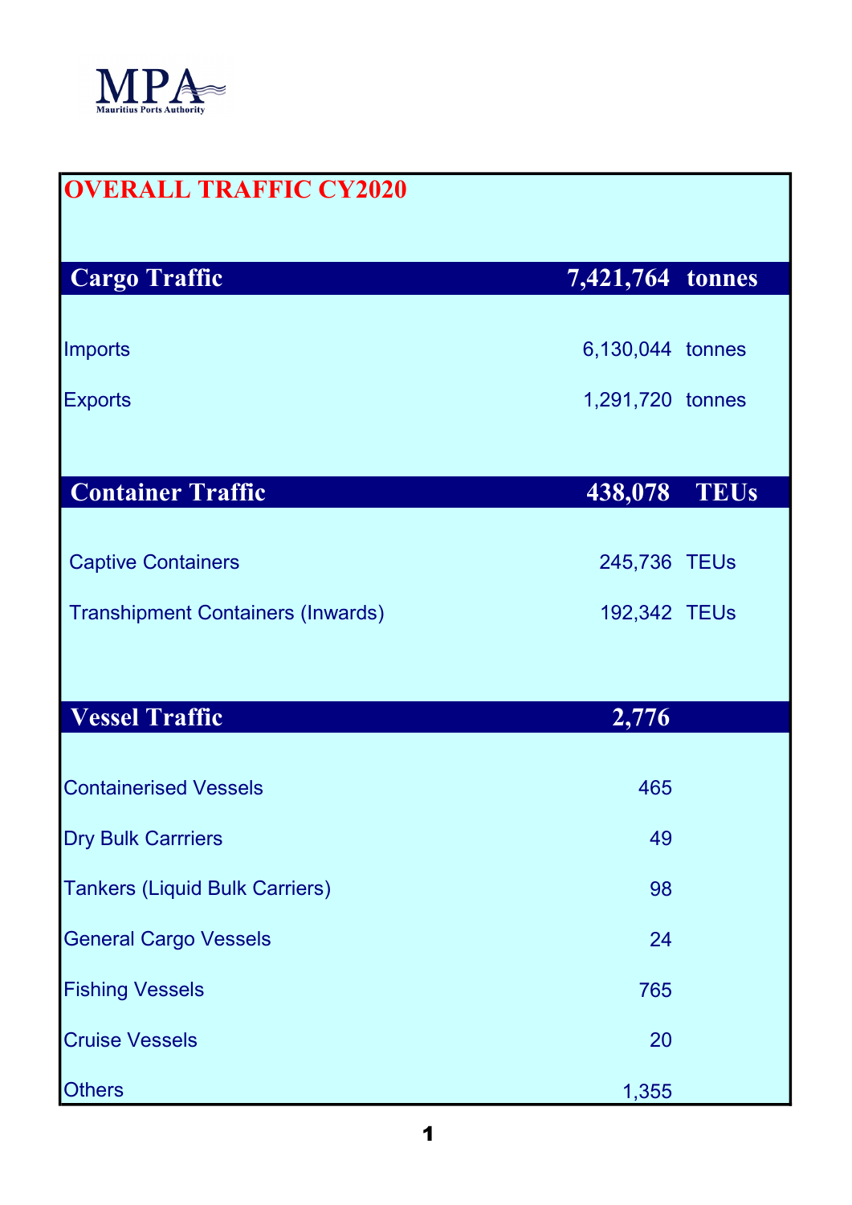MPA
Mauritius Ports Authority

# OVERALL TRAFFIC CY2020

| | | |
|---|---|---|
| **Cargo Traffic** | **7,421,764** | **tonnes** |
| Imports | 6,130,044 | tonnes |
| Exports | 1,291,720 | tonnes |
| **Container Traffic** | **438,078** | **TEUs** |
| Captive Containers | 245,736 | TEUs |
| Transhipment Containers (Inwards) | 192,342 | TEUs |
| **Vessel Traffic** | **2,776** | |
| Containerised Vessels | 465 | |
| Dry Bulk Carrriers | 49 | |
| Tankers (Liquid Bulk Carriers) | 98 | |
| General Cargo Vessels | 24 | |
| Fishing Vessels | 765 | |
| Cruise Vessels | 20 | |
| Others | 1,355 | |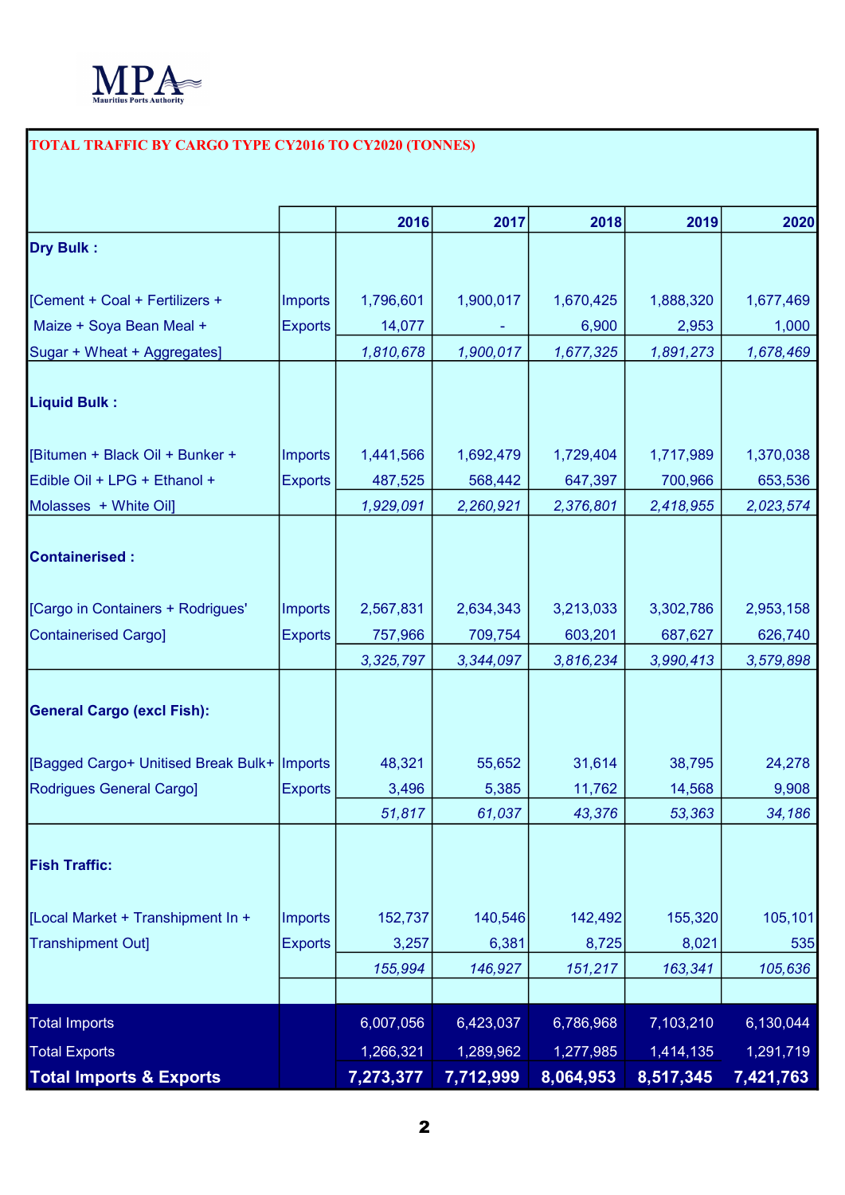MPA
Mauritius Ports Authority

## TOTAL TRAFFIC BY CARGO TYPE CY2016 TO CY2020 (TONNES)

| | | 2016 | 2017 | 2018 | 2019 | 2020 |
|---|---|---|---|---|---|---|
| **Dry Bulk :** | | | | | | |
| [Cement + Coal + Fertilizers + | Imports | 1,796,601 | 1,900,017 | 1,670,425 | 1,888,320 | 1,677,469 |
| Maize + Soya Bean Meal + | Exports | 14,077 | - | 6,900 | 2,953 | 1,000 |
| Sugar + Wheat + Aggregates] | | *1,810,678* | *1,900,017* | *1,677,325* | *1,891,273* | *1,678,469* |
| **Liquid Bulk :** | | | | | | |
| [Bitumen + Black Oil + Bunker + | Imports | 1,441,566 | 1,692,479 | 1,729,404 | 1,717,989 | 1,370,038 |
| Edible Oil + LPG + Ethanol + | Exports | 487,525 | 568,442 | 647,397 | 700,966 | 653,536 |
| Molasses + White Oil] | | *1,929,091* | *2,260,921* | *2,376,801* | *2,418,955* | *2,023,574* |
| **Containerised :** | | | | | | |
| [Cargo in Containers + Rodrigues' | Imports | 2,567,831 | 2,634,343 | 3,213,033 | 3,302,786 | 2,953,158 |
| Containerised Cargo] | Exports | 757,966 | 709,754 | 603,201 | 687,627 | 626,740 |
| | | *3,325,797* | *3,344,097* | *3,816,234* | *3,990,413* | *3,579,898* |
| **General Cargo (excl Fish):** | | | | | | |
| [Bagged Cargo+ Unitised Break Bulk+ | Imports | 48,321 | 55,652 | 31,614 | 38,795 | 24,278 |
| Rodrigues General Cargo] | Exports | 3,496 | 5,385 | 11,762 | 14,568 | 9,908 |
| | | *51,817* | *61,037* | *43,376* | *53,363* | *34,186* |
| **Fish Traffic:** | | | | | | |
| [Local Market + Transhipment In + | Imports | 152,737 | 140,546 | 142,492 | 155,320 | 105,101 |
| Transhipment Out] | Exports | 3,257 | 6,381 | 8,725 | 8,021 | 535 |
| | | *155,994* | *146,927* | *151,217* | *163,341* | *105,636* |
| Total Imports | | 6,007,056 | 6,423,037 | 6,786,968 | 7,103,210 | 6,130,044 |
| Total Exports | | 1,266,321 | 1,289,962 | 1,277,985 | 1,414,135 | 1,291,719 |
| **Total Imports & Exports** | | **7,273,377** | **7,712,999** | **8,064,953** | **8,517,345** | **7,421,763** |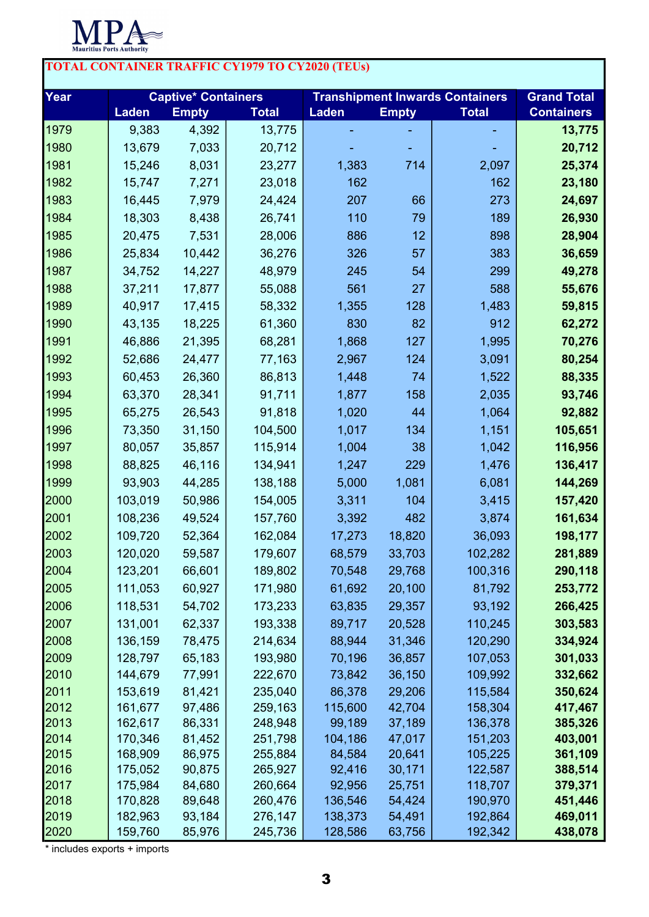MPA
Mauritius Ports Authority

## TOTAL CONTAINER TRAFFIC CY1979 TO CY2020 (TEUs)

| Year | Captive* Containers | | | Transhipment Inwards Containers | | | Grand Total Containers |
|---|---|---|---|---|---|---|---|
| | Laden | Empty | Total | Laden | Empty | Total | |
| 1979 | 9,383 | 4,392 | 13,775 | - | - | - | **13,775** |
| 1980 | 13,679 | 7,033 | 20,712 | - | - | - | **20,712** |
| 1981 | 15,246 | 8,031 | 23,277 | 1,383 | 714 | 2,097 | **25,374** |
| 1982 | 15,747 | 7,271 | 23,018 | 162 | | 162 | **23,180** |
| 1983 | 16,445 | 7,979 | 24,424 | 207 | 66 | 273 | **24,697** |
| 1984 | 18,303 | 8,438 | 26,741 | 110 | 79 | 189 | **26,930** |
| 1985 | 20,475 | 7,531 | 28,006 | 886 | 12 | 898 | **28,904** |
| 1986 | 25,834 | 10,442 | 36,276 | 326 | 57 | 383 | **36,659** |
| 1987 | 34,752 | 14,227 | 48,979 | 245 | 54 | 299 | **49,278** |
| 1988 | 37,211 | 17,877 | 55,088 | 561 | 27 | 588 | **55,676** |
| 1989 | 40,917 | 17,415 | 58,332 | 1,355 | 128 | 1,483 | **59,815** |
| 1990 | 43,135 | 18,225 | 61,360 | 830 | 82 | 912 | **62,272** |
| 1991 | 46,886 | 21,395 | 68,281 | 1,868 | 127 | 1,995 | **70,276** |
| 1992 | 52,686 | 24,477 | 77,163 | 2,967 | 124 | 3,091 | **80,254** |
| 1993 | 60,453 | 26,360 | 86,813 | 1,448 | 74 | 1,522 | **88,335** |
| 1994 | 63,370 | 28,341 | 91,711 | 1,877 | 158 | 2,035 | **93,746** |
| 1995 | 65,275 | 26,543 | 91,818 | 1,020 | 44 | 1,064 | **92,882** |
| 1996 | 73,350 | 31,150 | 104,500 | 1,017 | 134 | 1,151 | **105,651** |
| 1997 | 80,057 | 35,857 | 115,914 | 1,004 | 38 | 1,042 | **116,956** |
| 1998 | 88,825 | 46,116 | 134,941 | 1,247 | 229 | 1,476 | **136,417** |
| 1999 | 93,903 | 44,285 | 138,188 | 5,000 | 1,081 | 6,081 | **144,269** |
| 2000 | 103,019 | 50,986 | 154,005 | 3,311 | 104 | 3,415 | **157,420** |
| 2001 | 108,236 | 49,524 | 157,760 | 3,392 | 482 | 3,874 | **161,634** |
| 2002 | 109,720 | 52,364 | 162,084 | 17,273 | 18,820 | 36,093 | **198,177** |
| 2003 | 120,020 | 59,587 | 179,607 | 68,579 | 33,703 | 102,282 | **281,889** |
| 2004 | 123,201 | 66,601 | 189,802 | 70,548 | 29,768 | 100,316 | **290,118** |
| 2005 | 111,053 | 60,927 | 171,980 | 61,692 | 20,100 | 81,792 | **253,772** |
| 2006 | 118,531 | 54,702 | 173,233 | 63,835 | 29,357 | 93,192 | **266,425** |
| 2007 | 131,001 | 62,337 | 193,338 | 89,717 | 20,528 | 110,245 | **303,583** |
| 2008 | 136,159 | 78,475 | 214,634 | 88,944 | 31,346 | 120,290 | **334,924** |
| 2009 | 128,797 | 65,183 | 193,980 | 70,196 | 36,857 | 107,053 | **301,033** |
| 2010 | 144,679 | 77,991 | 222,670 | 73,842 | 36,150 | 109,992 | **332,662** |
| 2011 | 153,619 | 81,421 | 235,040 | 86,378 | 29,206 | 115,584 | **350,624** |
| 2012 | 161,677 | 97,486 | 259,163 | 115,600 | 42,704 | 158,304 | **417,467** |
| 2013 | 162,617 | 86,331 | 248,948 | 99,189 | 37,189 | 136,378 | **385,326** |
| 2014 | 170,346 | 81,452 | 251,798 | 104,186 | 47,017 | 151,203 | **403,001** |
| 2015 | 168,909 | 86,975 | 255,884 | 84,584 | 20,641 | 105,225 | **361,109** |
| 2016 | 175,052 | 90,875 | 265,927 | 92,416 | 30,171 | 122,587 | **388,514** |
| 2017 | 175,984 | 84,680 | 260,664 | 92,956 | 25,751 | 118,707 | **379,371** |
| 2018 | 170,828 | 89,648 | 260,476 | 136,546 | 54,424 | 190,970 | **451,446** |
| 2019 | 182,963 | 93,184 | 276,147 | 138,373 | 54,491 | 192,864 | **469,011** |
| 2020 | 159,760 | 85,976 | 245,736 | 128,586 | 63,756 | 192,342 | **438,078** |

* includes exports + imports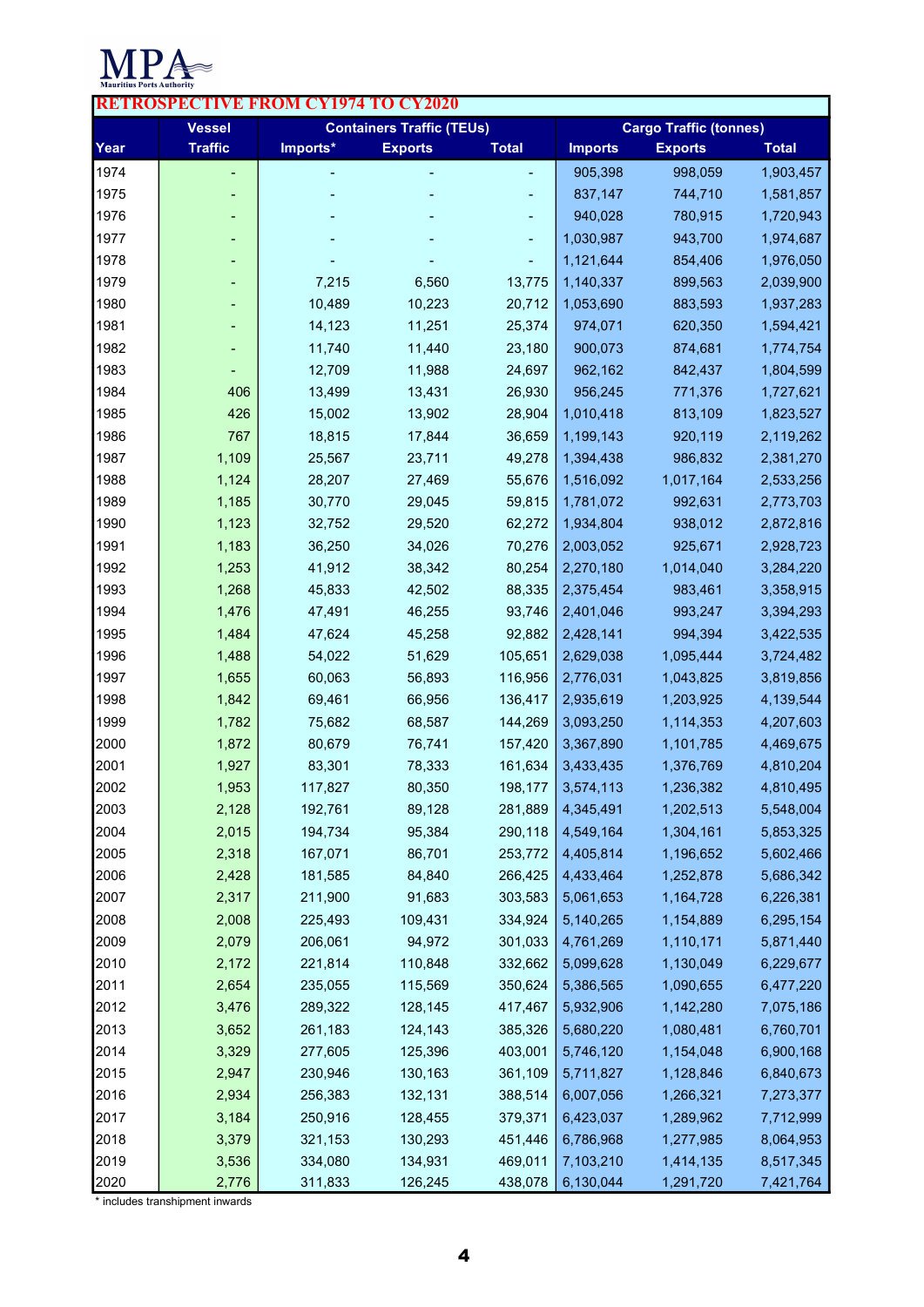**MPA**
Mauritius Ports Authority

# RETROSPECTIVE FROM CY1974 TO CY2020

| Year | Vessel Traffic | Containers Traffic (TEUs) | | | Cargo Traffic (tonnes) | | |
|---|---|---|---|---|---|---|---|
| | | Imports* | Exports | Total | Imports | Exports | Total |
| 1974 | - | - | - | - | 905,398 | 998,059 | 1,903,457 |
| 1975 | - | - | - | - | 837,147 | 744,710 | 1,581,857 |
| 1976 | - | - | - | - | 940,028 | 780,915 | 1,720,943 |
| 1977 | - | - | - | - | 1,030,987 | 943,700 | 1,974,687 |
| 1978 | - | - | - | - | 1,121,644 | 854,406 | 1,976,050 |
| 1979 | - | 7,215 | 6,560 | 13,775 | 1,140,337 | 899,563 | 2,039,900 |
| 1980 | - | 10,489 | 10,223 | 20,712 | 1,053,690 | 883,593 | 1,937,283 |
| 1981 | - | 14,123 | 11,251 | 25,374 | 974,071 | 620,350 | 1,594,421 |
| 1982 | - | 11,740 | 11,440 | 23,180 | 900,073 | 874,681 | 1,774,754 |
| 1983 | - | 12,709 | 11,988 | 24,697 | 962,162 | 842,437 | 1,804,599 |
| 1984 | 406 | 13,499 | 13,431 | 26,930 | 956,245 | 771,376 | 1,727,621 |
| 1985 | 426 | 15,002 | 13,902 | 28,904 | 1,010,418 | 813,109 | 1,823,527 |
| 1986 | 767 | 18,815 | 17,844 | 36,659 | 1,199,143 | 920,119 | 2,119,262 |
| 1987 | 1,109 | 25,567 | 23,711 | 49,278 | 1,394,438 | 986,832 | 2,381,270 |
| 1988 | 1,124 | 28,207 | 27,469 | 55,676 | 1,516,092 | 1,017,164 | 2,533,256 |
| 1989 | 1,185 | 30,770 | 29,045 | 59,815 | 1,781,072 | 992,631 | 2,773,703 |
| 1990 | 1,123 | 32,752 | 29,520 | 62,272 | 1,934,804 | 938,012 | 2,872,816 |
| 1991 | 1,183 | 36,250 | 34,026 | 70,276 | 2,003,052 | 925,671 | 2,928,723 |
| 1992 | 1,253 | 41,912 | 38,342 | 80,254 | 2,270,180 | 1,014,040 | 3,284,220 |
| 1993 | 1,268 | 45,833 | 42,502 | 88,335 | 2,375,454 | 983,461 | 3,358,915 |
| 1994 | 1,476 | 47,491 | 46,255 | 93,746 | 2,401,046 | 993,247 | 3,394,293 |
| 1995 | 1,484 | 47,624 | 45,258 | 92,882 | 2,428,141 | 994,394 | 3,422,535 |
| 1996 | 1,488 | 54,022 | 51,629 | 105,651 | 2,629,038 | 1,095,444 | 3,724,482 |
| 1997 | 1,655 | 60,063 | 56,893 | 116,956 | 2,776,031 | 1,043,825 | 3,819,856 |
| 1998 | 1,842 | 69,461 | 66,956 | 136,417 | 2,935,619 | 1,203,925 | 4,139,544 |
| 1999 | 1,782 | 75,682 | 68,587 | 144,269 | 3,093,250 | 1,114,353 | 4,207,603 |
| 2000 | 1,872 | 80,679 | 76,741 | 157,420 | 3,367,890 | 1,101,785 | 4,469,675 |
| 2001 | 1,927 | 83,301 | 78,333 | 161,634 | 3,433,435 | 1,376,769 | 4,810,204 |
| 2002 | 1,953 | 117,827 | 80,350 | 198,177 | 3,574,113 | 1,236,382 | 4,810,495 |
| 2003 | 2,128 | 192,761 | 89,128 | 281,889 | 4,345,491 | 1,202,513 | 5,548,004 |
| 2004 | 2,015 | 194,734 | 95,384 | 290,118 | 4,549,164 | 1,304,161 | 5,853,325 |
| 2005 | 2,318 | 167,071 | 86,701 | 253,772 | 4,405,814 | 1,196,652 | 5,602,466 |
| 2006 | 2,428 | 181,585 | 84,840 | 266,425 | 4,433,464 | 1,252,878 | 5,686,342 |
| 2007 | 2,317 | 211,900 | 91,683 | 303,583 | 5,061,653 | 1,164,728 | 6,226,381 |
| 2008 | 2,008 | 225,493 | 109,431 | 334,924 | 5,140,265 | 1,154,889 | 6,295,154 |
| 2009 | 2,079 | 206,061 | 94,972 | 301,033 | 4,761,269 | 1,110,171 | 5,871,440 |
| 2010 | 2,172 | 221,814 | 110,848 | 332,662 | 5,099,628 | 1,130,049 | 6,229,677 |
| 2011 | 2,654 | 235,055 | 115,569 | 350,624 | 5,386,565 | 1,090,655 | 6,477,220 |
| 2012 | 3,476 | 289,322 | 128,145 | 417,467 | 5,932,906 | 1,142,280 | 7,075,186 |
| 2013 | 3,652 | 261,183 | 124,143 | 385,326 | 5,680,220 | 1,080,481 | 6,760,701 |
| 2014 | 3,329 | 277,605 | 125,396 | 403,001 | 5,746,120 | 1,154,048 | 6,900,168 |
| 2015 | 2,947 | 230,946 | 130,163 | 361,109 | 5,711,827 | 1,128,846 | 6,840,673 |
| 2016 | 2,934 | 256,383 | 132,131 | 388,514 | 6,007,056 | 1,266,321 | 7,273,377 |
| 2017 | 3,184 | 250,916 | 128,455 | 379,371 | 6,423,037 | 1,289,962 | 7,712,999 |
| 2018 | 3,379 | 321,153 | 130,293 | 451,446 | 6,786,968 | 1,277,985 | 8,064,953 |
| 2019 | 3,536 | 334,080 | 134,931 | 469,011 | 7,103,210 | 1,414,135 | 8,517,345 |
| 2020 | 2,776 | 311,833 | 126,245 | 438,078 | 6,130,044 | 1,291,720 | 7,421,764 |

* includes transhipment inwards